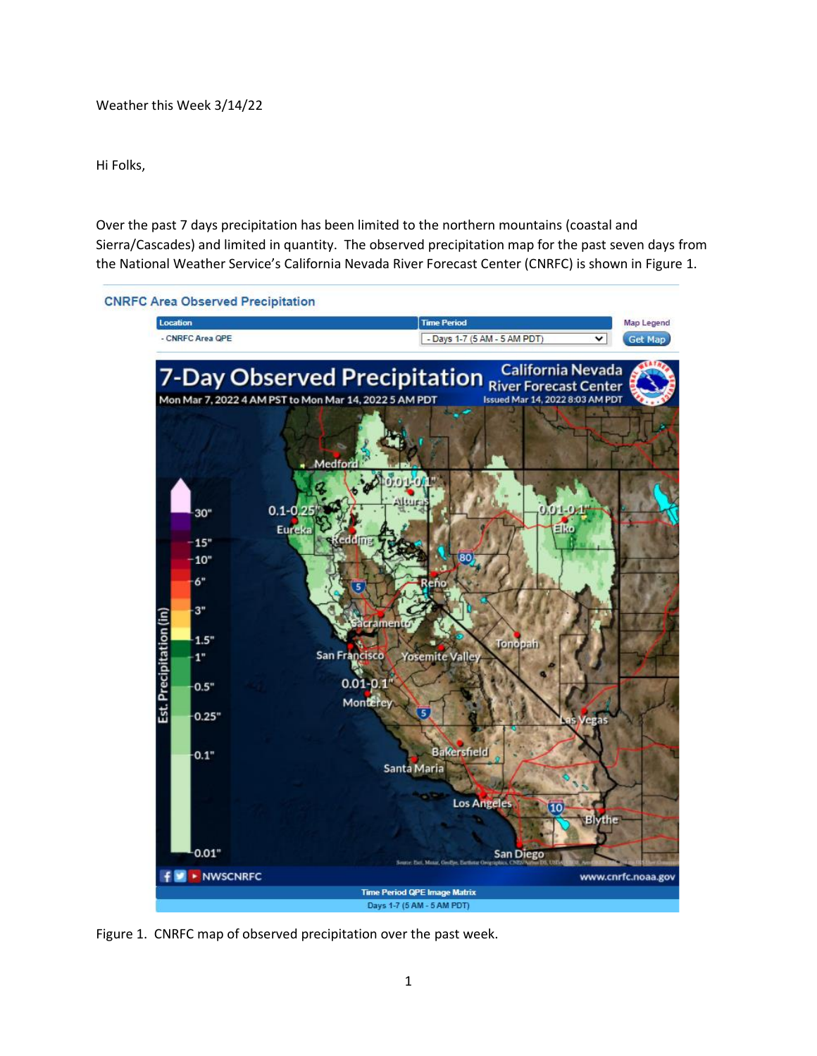Weather this Week 3/14/22

Hi Folks,

Over the past 7 days precipitation has been limited to the northern mountains (coastal and Sierra/Cascades) and limited in quantity. The observed precipitation map for the past seven days from the National Weather Service's California Nevada River Forecast Center (CNRFC) is shown in Figure 1.

Figure 1. CNRFC map of observed precipitation over the past week.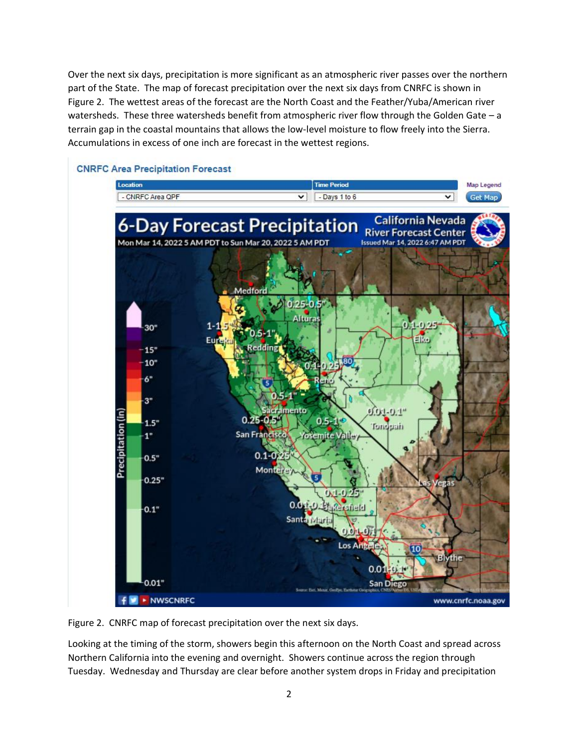Over the next six days, precipitation is more significant as an atmospheric river passes over the northern part of the State. The map of forecast precipitation over the next six days from CNRFC is shown in Figure 2. The wettest areas of the forecast are the North Coast and the Feather/Yuba/American river watersheds. These three watersheds benefit from atmospheric river flow through the Golden Gate – a terrain gap in the coastal mountains that allows the low-level moisture to flow freely into the Sierra. Accumulations in excess of one inch are forecast in the wettest regions.

Figure 2. CNRFC map of forecast precipitation over the next six days.

Looking at the timing of the storm, showers begin this afternoon on the North Coast and spread across Northern California into the evening and overnight. Showers continue across the region through Tuesday. Wednesday and Thursday are clear before another system drops in Friday and precipitation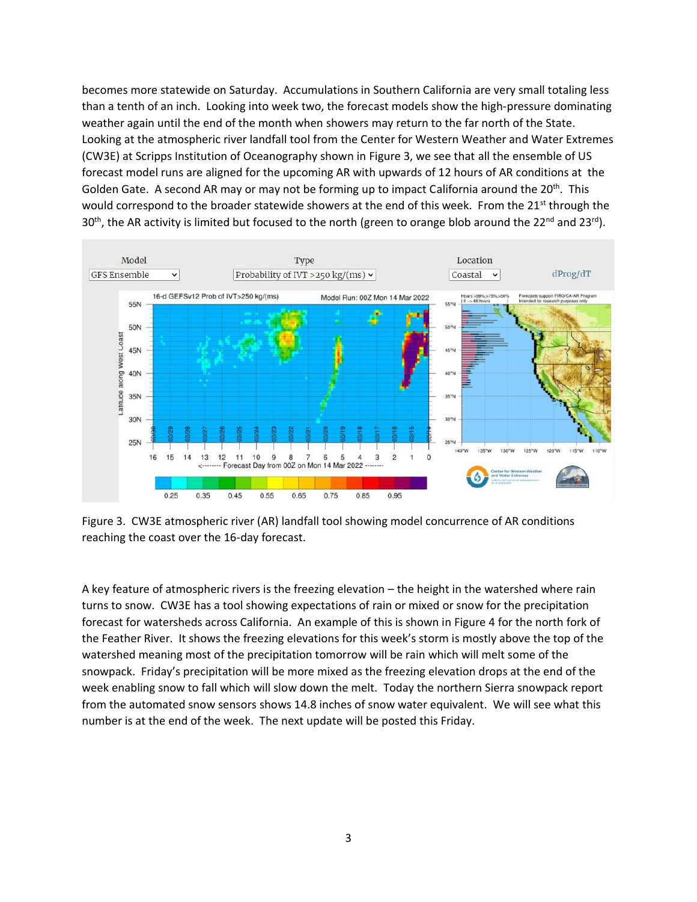becomes more statewide on Saturday. Accumulations in Southern California are very small totaling less than a tenth of an inch. Looking into week two, the forecast models show the high-pressure dominating weather again until the end of the month when showers may return to the far north of the State. Looking at the atmospheric river landfall tool from the Center for Western Weather and Water Extremes (CW3E) at Scripps Institution of Oceanography shown in Figure 3, we see that all the ensemble of US forecast model runs are aligned for the upcoming AR with upwards of 12 hours of AR conditions at the Golden Gate. A second AR may or may not be forming up to impact California around the 20th. This would correspond to the broader statewide showers at the end of this week. From the 21st through the 30th, the AR activity is limited but focused to the north (green to orange blob around the 22nd and 23rd).

Figure 3. CW3E atmospheric river (AR) landfall tool showing model concurrence of AR conditions reaching the coast over the 16-day forecast.

A key feature of atmospheric rivers is the freezing elevation – the height in the watershed where rain turns to snow. CW3E has a tool showing expectations of rain or mixed or snow for the precipitation forecast for watersheds across California. An example of this is shown in Figure 4 for the north fork of the Feather River. It shows the freezing elevations for this week's storm is mostly above the top of the watershed meaning most of the precipitation tomorrow will be rain which will melt some of the snowpack. Friday's precipitation will be more mixed as the freezing elevation drops at the end of the week enabling snow to fall which will slow down the melt. Today the northern Sierra snowpack report from the automated snow sensors shows 14.8 inches of snow water equivalent. We will see what this number is at the end of the week. The next update will be posted this Friday.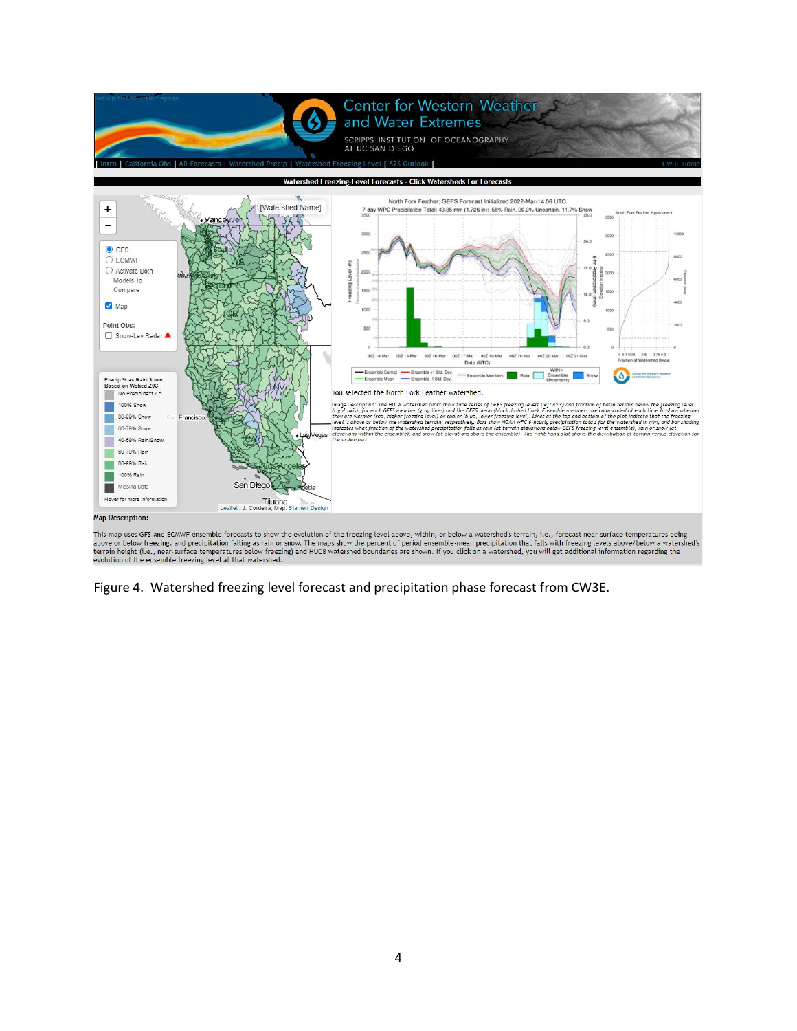Figure 4. Watershed freezing level forecast and precipitation phase forecast from CW3E.